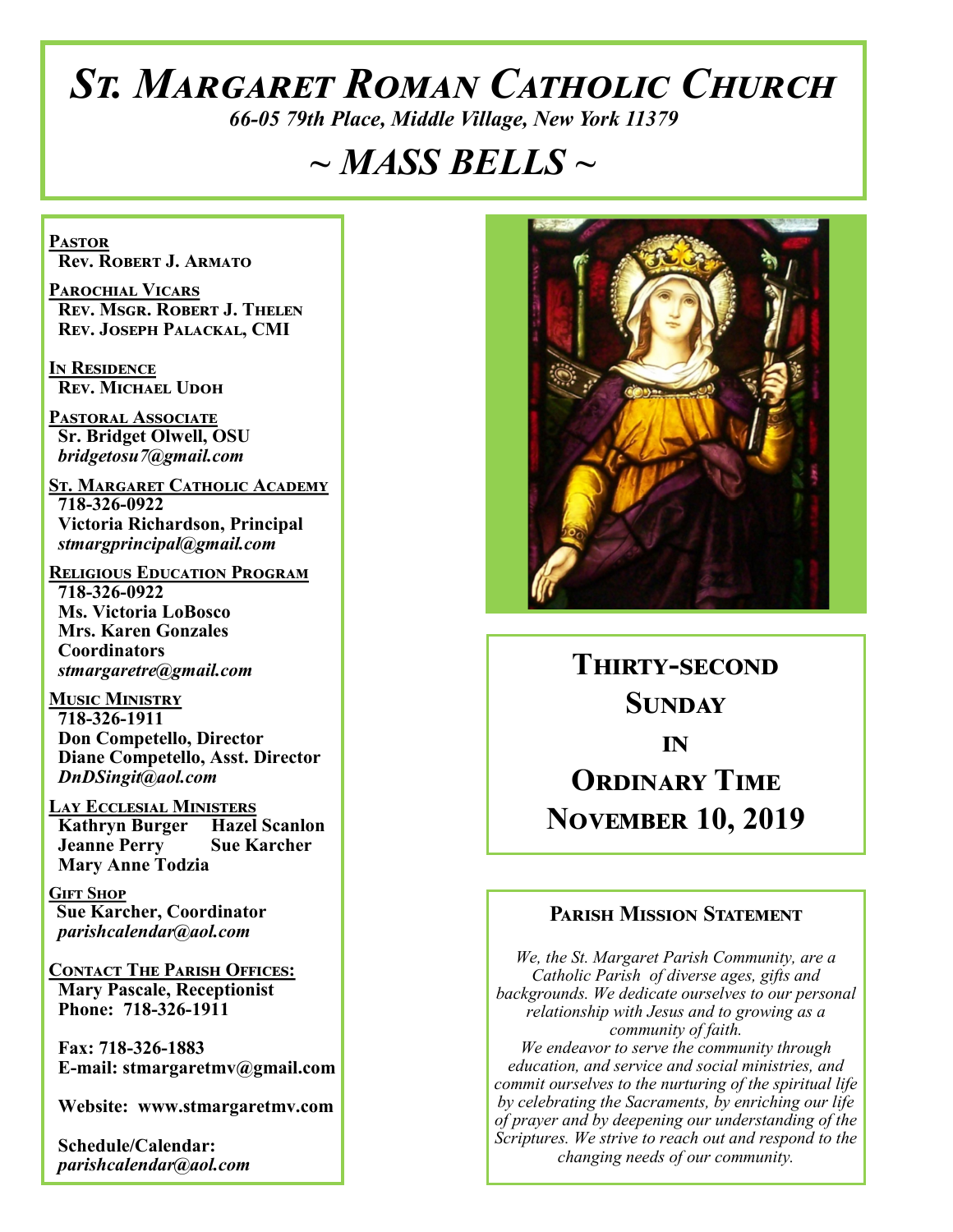# St. Margaret Roman Catholic Church

*66-05 79th Place, Middle Village, New York 11379*

## *~ MASS BELLS ~*

**Pastor**
**Rev. Robert J. Armato**

**Parochial Vicars**
**Rev. Msgr. Robert J. Thelen**
**Rev. Joseph Palackal, CMI**

**In Residence**
**Rev. Michael Udoh**

**Pastoral Associate**
**Sr. Bridget Olwell, OSU**
*bridgetosu7@gmail.com*

**St. Margaret Catholic Academy**
**718-326-0922**
**Victoria Richardson, Principal**
*stmargprincipal@gmail.com*

**Religious Education Program**
**718-326-0922**
**Ms. Victoria LoBosco**
**Mrs. Karen Gonzales**
**Coordinators**
*stmargaretre@gmail.com*

**Music Ministry**
**718-326-1911**
**Don Competello, Director**
**Diane Competello, Asst. Director**
*DnDSingit@aol.com*

**Lay Ecclesial Ministers**
**Kathryn Burger**
**Hazel Scanlon**
**Jeanne Perry**
**Sue Karcher**
**Mary Anne Todzia**

**Gift Shop**
**Sue Karcher, Coordinator**
*parishcalendar@aol.com*

**Contact The Parish Offices:**
**Mary Pascale, Receptionist**
**Phone: 718-326-1911**

**Fax: 718-326-1883**
**E-mail: stmargaretmv@gmail.com**

**Website: www.stmargaretmv.com**

**Schedule/Calendar:**
*parishcalendar@aol.com*

## Thirty-second Sunday in Ordinary Time
## November 10, 2019

### Parish Mission Statement

*We, the St. Margaret Parish Community, are a Catholic Parish of diverse ages, gifts and backgrounds. We dedicate ourselves to our personal relationship with Jesus and to growing as a community of faith.*
*We endeavor to serve the community through education, and service and social ministries, and commit ourselves to the nurturing of the spiritual life by celebrating the Sacraments, by enriching our life of prayer and by deepening our understanding of the Scriptures. We strive to reach out and respond to the changing needs of our community.*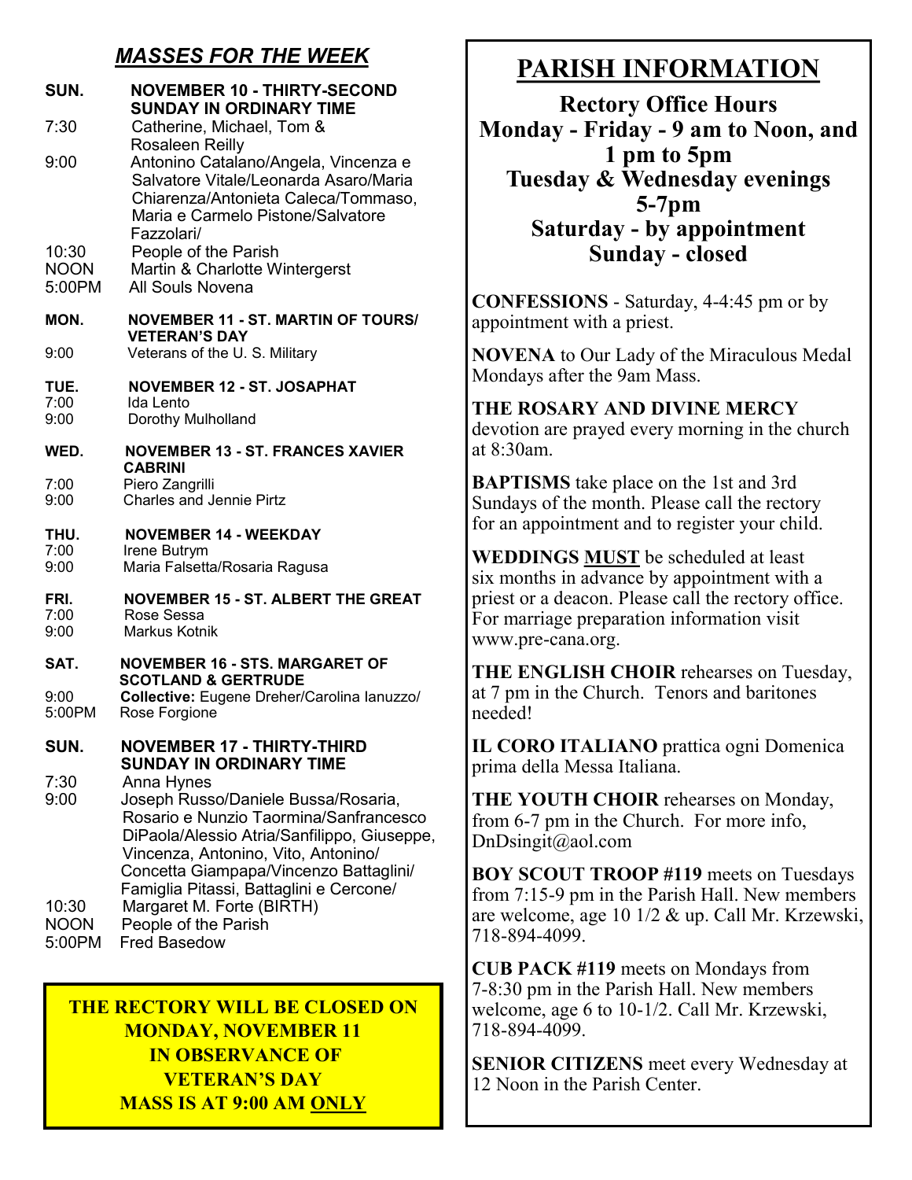## *MASSES FOR THE WEEK*

**SUN. NOVEMBER 10 - THIRTY-SECOND SUNDAY IN ORDINARY TIME**

- 7:30 Catherine, Michael, Tom & Rosaleen Reilly
- 9:00 Antonino Catalano/Angela, Vincenza e Salvatore Vitale/Leonarda Asaro/Maria Chiarenza/Antonieta Caleca/Tommaso, Maria e Carmelo Pistone/Salvatore Fazzolari/
- 10:30 People of the Parish
- NOON Martin & Charlotte Wintergerst
- 5:00PM All Souls Novena

**MON. NOVEMBER 11 - ST. MARTIN OF TOURS/ VETERAN'S DAY**

- 9:00 Veterans of the U. S. Military

**TUE. NOVEMBER 12 - ST. JOSAPHAT**

- 7:00 Ida Lento
- 9:00 Dorothy Mulholland

**WED. NOVEMBER 13 - ST. FRANCES XAVIER CABRINI**

- 7:00 Piero Zangrilli
- 9:00 Charles and Jennie Pirtz

**THU. NOVEMBER 14 - WEEKDAY**

- 7:00 Irene Butrym
- 9:00 Maria Falsetta/Rosaria Ragusa

**FRI. NOVEMBER 15 - ST. ALBERT THE GREAT**

- 7:00 Rose Sessa
- 9:00 Markus Kotnik

**SAT. NOVEMBER 16 - STS. MARGARET OF SCOTLAND & GERTRUDE**

- 9:00 **Collective:** Eugene Dreher/Carolina Ianuzzo/
- 5:00PM Rose Forgione

**SUN. NOVEMBER 17 - THIRTY-THIRD SUNDAY IN ORDINARY TIME**

- 7:30 Anna Hynes
- 9:00 Joseph Russo/Daniele Bussa/Rosaria, Rosario e Nunzio Taormina/Sanfrancesco DiPaola/Alessio Atria/Sanfilippo, Giuseppe, Vincenza, Antonino, Vito, Antonino/ Concetta Giampapa/Vincenzo Battaglini/ Famiglia Pitassi, Battaglini e Cercone/
- 10:30 Margaret M. Forte (BIRTH)
- NOON People of the Parish
- 5:00PM Fred Basedow

**THE RECTORY WILL BE CLOSED ON MONDAY, NOVEMBER 11 IN OBSERVANCE OF VETERAN'S DAY MASS IS AT 9:00 AM ONLY**

# PARISH INFORMATION

**Rectory Office Hours**
**Monday - Friday - 9 am to Noon, and 1 pm to 5pm**
**Tuesday & Wednesday evenings 5-7pm**
**Saturday - by appointment**
**Sunday - closed**

**CONFESSIONS** - Saturday, 4-4:45 pm or by appointment with a priest.

**NOVENA** to Our Lady of the Miraculous Medal Mondays after the 9am Mass.

**THE ROSARY AND DIVINE MERCY** devotion are prayed every morning in the church at 8:30am.

**BAPTISMS** take place on the 1st and 3rd Sundays of the month. Please call the rectory for an appointment and to register your child.

**WEDDINGS MUST** be scheduled at least six months in advance by appointment with a priest or a deacon. Please call the rectory office. For marriage preparation information visit www.pre-cana.org.

**THE ENGLISH CHOIR** rehearses on Tuesday, at 7 pm in the Church. Tenors and baritones needed!

**IL CORO ITALIANO** prattica ogni Domenica prima della Messa Italiana.

**THE YOUTH CHOIR** rehearses on Monday, from 6-7 pm in the Church. For more info, DnDsingit@aol.com

**BOY SCOUT TROOP #119** meets on Tuesdays from 7:15-9 pm in the Parish Hall. New members are welcome, age 10 1/2 & up. Call Mr. Krzewski, 718-894-4099.

**CUB PACK #119** meets on Mondays from 7-8:30 pm in the Parish Hall. New members welcome, age 6 to 10-1/2. Call Mr. Krzewski, 718-894-4099.

**SENIOR CITIZENS** meet every Wednesday at 12 Noon in the Parish Center.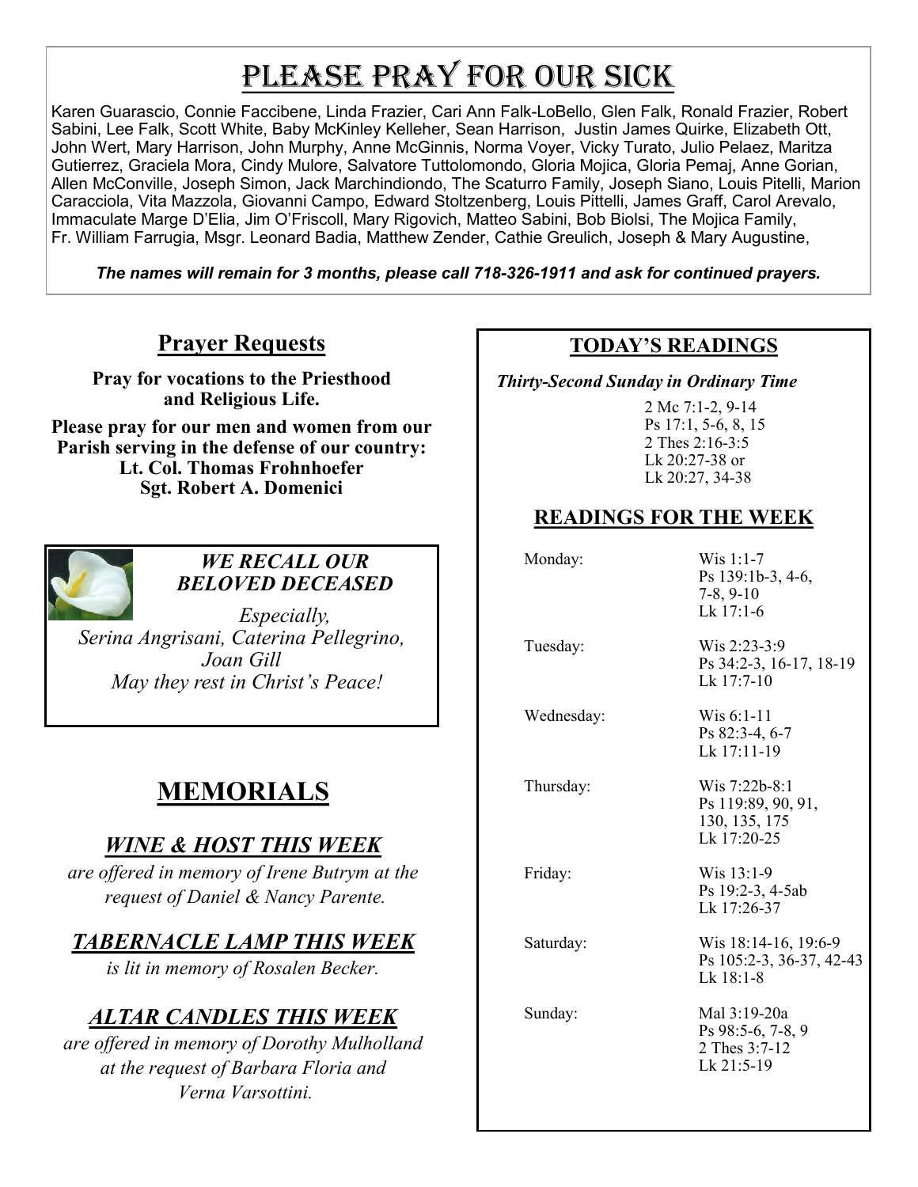# Please Pray for Our Sick

Karen Guarascio, Connie Faccibene, Linda Frazier, Cari Ann Falk-LoBello, Glen Falk, Ronald Frazier, Robert Sabini, Lee Falk, Scott White, Baby McKinley Kelleher, Sean Harrison, Justin James Quirke, Elizabeth Ott, John Wert, Mary Harrison, John Murphy, Anne McGinnis, Norma Voyer, Vicky Turato, Julio Pelaez, Maritza Gutierrez, Graciela Mora, Cindy Mulore, Salvatore Tuttolomondo, Gloria Mojica, Gloria Pemaj, Anne Gorian, Allen McConville, Joseph Simon, Jack Marchindiondo, The Scaturro Family, Joseph Siano, Louis Pitelli, Marion Caracciola, Vita Mazzola, Giovanni Campo, Edward Stoltzenberg, Louis Pittelli, James Graff, Carol Arevalo, Immaculate Marge D'Elia, Jim O'Friscoll, Mary Rigovich, Matteo Sabini, Bob Biolsi, The Mojica Family, Fr. William Farrugia, Msgr. Leonard Badia, Matthew Zender, Cathie Greulich, Joseph & Mary Augustine,

***The names will remain for 3 months, please call 718-326-1911 and ask for continued prayers.***

## Prayer Requests

**Pray for vocations to the Priesthood and Religious Life.**

**Please pray for our men and women from our Parish serving in the defense of our country:**
**Lt. Col. Thomas Frohnhoefer**
**Sgt. Robert A. Domenici**

***WE RECALL OUR BELOVED DECEASED***

*Especially,*
*Serina Angrisani, Caterina Pellegrino, Joan Gill*
*May they rest in Christ's Peace!*

# MEMORIALS

## *WINE & HOST THIS WEEK*

*are offered in memory of Irene Butrym at the request of Daniel & Nancy Parente.*

## *TABERNACLE LAMP THIS WEEK*

*is lit in memory of Rosalen Becker.*

## *ALTAR CANDLES THIS WEEK*

*are offered in memory of Dorothy Mulholland at the request of Barbara Floria and Verna Varsottini.*

## TODAY'S READINGS

***Thirty-Second Sunday in Ordinary Time***

2 Mc 7:1-2, 9-14
Ps 17:1, 5-6, 8, 15
2 Thes 2:16-3:5
Lk 20:27-38 or
Lk 20:27, 34-38

## READINGS FOR THE WEEK

| | |
|---|---|
| Monday: | Wis 1:1-7<br>Ps 139:1b-3, 4-6, 7-8, 9-10<br>Lk 17:1-6 |
| Tuesday: | Wis 2:23-3:9<br>Ps 34:2-3, 16-17, 18-19<br>Lk 17:7-10 |
| Wednesday: | Wis 6:1-11<br>Ps 82:3-4, 6-7<br>Lk 17:11-19 |
| Thursday: | Wis 7:22b-8:1<br>Ps 119:89, 90, 91, 130, 135, 175<br>Lk 17:20-25 |
| Friday: | Wis 13:1-9<br>Ps 19:2-3, 4-5ab<br>Lk 17:26-37 |
| Saturday: | Wis 18:14-16, 19:6-9<br>Ps 105:2-3, 36-37, 42-43<br>Lk 18:1-8 |
| Sunday: | Mal 3:19-20a<br>Ps 98:5-6, 7-8, 9<br>2 Thes 3:7-12<br>Lk 21:5-19 |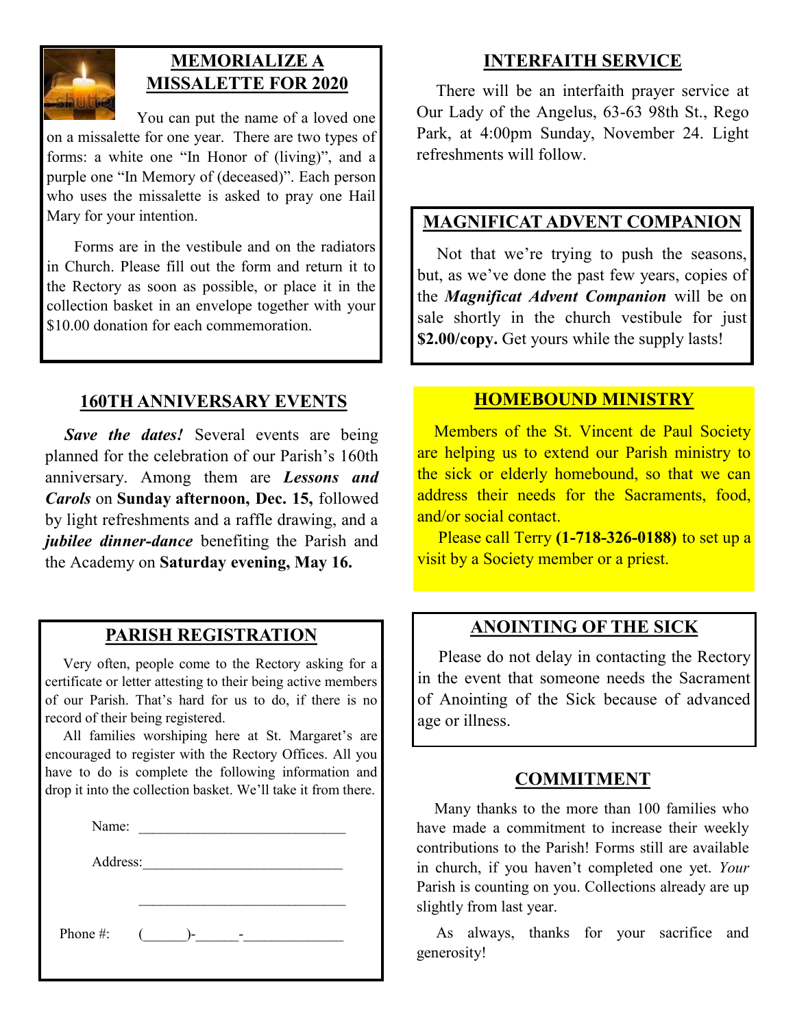## MEMORIALIZE A MISSALETTE FOR 2020

You can put the name of a loved one on a missalette for one year. There are two types of forms: a white one "In Honor of (living)", and a purple one "In Memory of (deceased)". Each person who uses the missalette is asked to pray one Hail Mary for your intention.

Forms are in the vestibule and on the radiators in Church. Please fill out the form and return it to the Rectory as soon as possible, or place it in the collection basket in an envelope together with your $10.00 donation for each commemoration.

## 160TH ANNIVERSARY EVENTS

***Save the dates!*** Several events are being planned for the celebration of our Parish's 160th anniversary. Among them are ***Lessons and Carols*** on **Sunday afternoon, Dec. 15,** followed by light refreshments and a raffle drawing, and a ***jubilee dinner-dance*** benefiting the Parish and the Academy on **Saturday evening, May 16.**

## PARISH REGISTRATION

Very often, people come to the Rectory asking for a certificate or letter attesting to their being active members of our Parish. That's hard for us to do, if there is no record of their being registered.

All families worshiping here at St. Margaret's are encouraged to register with the Rectory Offices. All you have to do is complete the following information and drop it into the collection basket. We'll take it from there.

Name: ______________________________

Address:____________________________

____________________________________

Phone #: (______)-______-______________

## INTERFAITH SERVICE

There will be an interfaith prayer service at Our Lady of the Angelus, 63-63 98th St., Rego Park, at 4:00pm Sunday, November 24. Light refreshments will follow.

## MAGNIFICAT ADVENT COMPANION

Not that we're trying to push the seasons, but, as we've done the past few years, copies of the ***Magnificat Advent Companion*** will be on sale shortly in the church vestibule for just **$2.00/copy.** Get yours while the supply lasts!

## HOMEBOUND MINISTRY

Members of the St. Vincent de Paul Society are helping us to extend our Parish ministry to the sick or elderly homebound, so that we can address their needs for the Sacraments, food, and/or social contact.

Please call Terry **(1-718-326-0188)** to set up a visit by a Society member or a priest.

## ANOINTING OF THE SICK

Please do not delay in contacting the Rectory in the event that someone needs the Sacrament of Anointing of the Sick because of advanced age or illness.

## COMMITMENT

Many thanks to the more than 100 families who have made a commitment to increase their weekly contributions to the Parish! Forms still are available in church, if you haven't completed one yet. *Your* Parish is counting on you. Collections already are up slightly from last year.

As always, thanks for your sacrifice and generosity!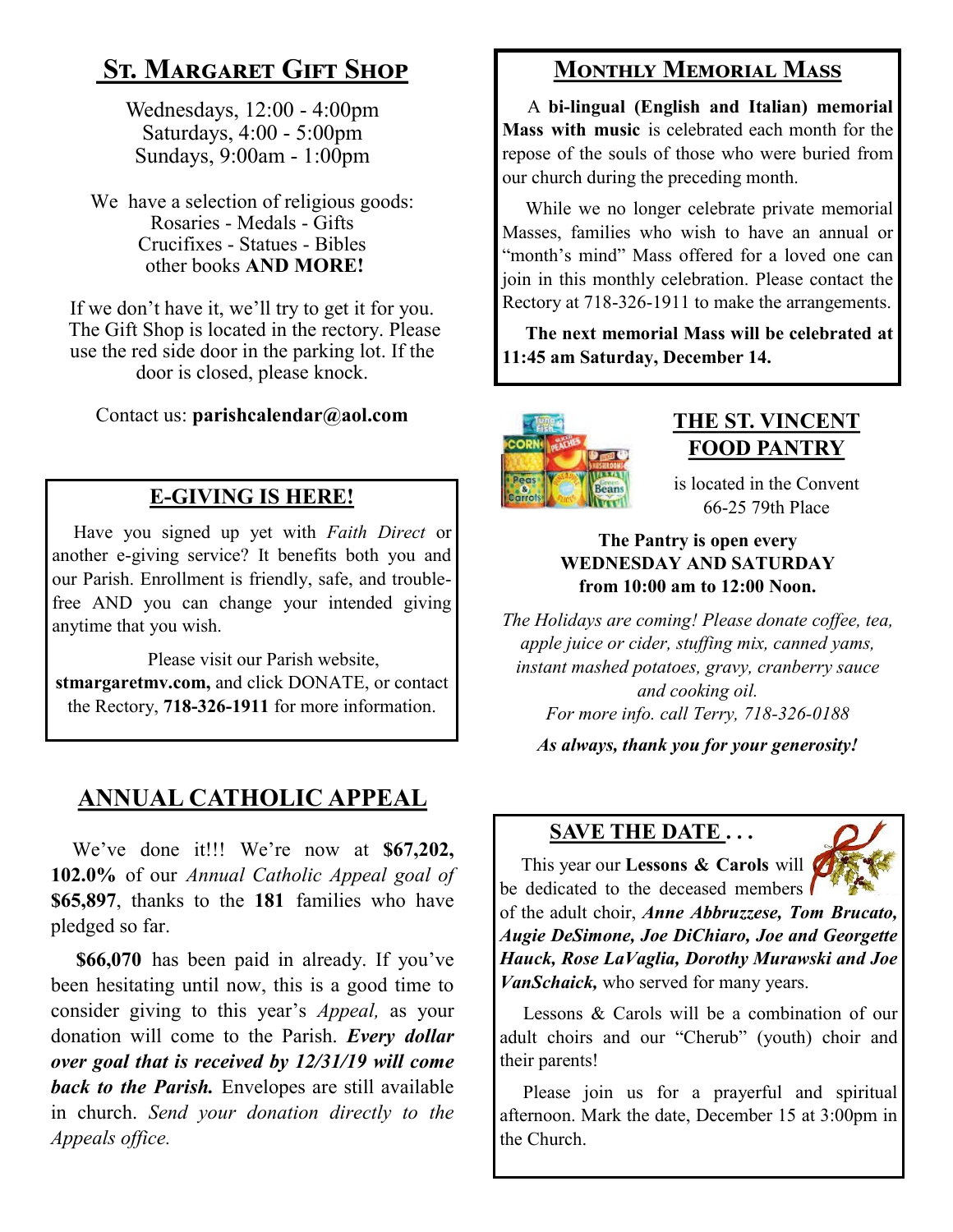## St. Margaret Gift Shop

Wednesdays, 12:00 - 4:00pm
Saturdays, 4:00 - 5:00pm
Sundays, 9:00am - 1:00pm

We have a selection of religious goods:
Rosaries - Medals - Gifts
Crucifixes - Statues - Bibles
other books **AND MORE!**

If we don't have it, we'll try to get it for you. The Gift Shop is located in the rectory. Please use the red side door in the parking lot. If the door is closed, please knock.

Contact us: **parishcalendar@aol.com**

## E-GIVING IS HERE!

Have you signed up yet with *Faith Direct* or another e-giving service? It benefits both you and our Parish. Enrollment is friendly, safe, and trouble-free AND you can change your intended giving anytime that you wish.

Please visit our Parish website, **stmargaretmv.com,** and click DONATE, or contact the Rectory, **718-326-1911** for more information.

## ANNUAL CATHOLIC APPEAL

We've done it!!! We're now at **$67,202, 102.0%** of our *Annual Catholic Appeal goal of* **$65,897**, thanks to the **181** families who have pledged so far.

**$66,070** has been paid in already. If you've been hesitating until now, this is a good time to consider giving to this year's *Appeal,* as your donation will come to the Parish. ***Every dollar over goal that is received by 12/31/19 will come back to the Parish.*** Envelopes are still available in church. *Send your donation directly to the Appeals office.*

## Monthly Memorial Mass

A **bi-lingual (English and Italian) memorial Mass with music** is celebrated each month for the repose of the souls of those who were buried from our church during the preceding month.

While we no longer celebrate private memorial Masses, families who wish to have an annual or "month's mind" Mass offered for a loved one can join in this monthly celebration. Please contact the Rectory at 718-326-1911 to make the arrangements.

**The next memorial Mass will be celebrated at 11:45 am Saturday, December 14.**

## THE ST. VINCENT FOOD PANTRY

is located in the Convent
66-25 79th Place

**The Pantry is open every WEDNESDAY AND SATURDAY from 10:00 am to 12:00 Noon.**

*The Holidays are coming! Please donate coffee, tea, apple juice or cider, stuffing mix, canned yams, instant mashed potatoes, gravy, cranberry sauce and cooking oil.*
*For more info. call Terry, 718-326-0188*

***As always, thank you for your generosity!***

## SAVE THE DATE . . .

This year our **Lessons & Carols** will be dedicated to the deceased members of the adult choir, ***Anne Abbruzzese, Tom Brucato, Augie DeSimone, Joe DiChiaro, Joe and Georgette Hauck, Rose LaVaglia, Dorothy Murawski and Joe VanSchaick,*** who served for many years.

Lessons & Carols will be a combination of our adult choirs and our "Cherub" (youth) choir and their parents!

Please join us for a prayerful and spiritual afternoon. Mark the date, December 15 at 3:00pm in the Church.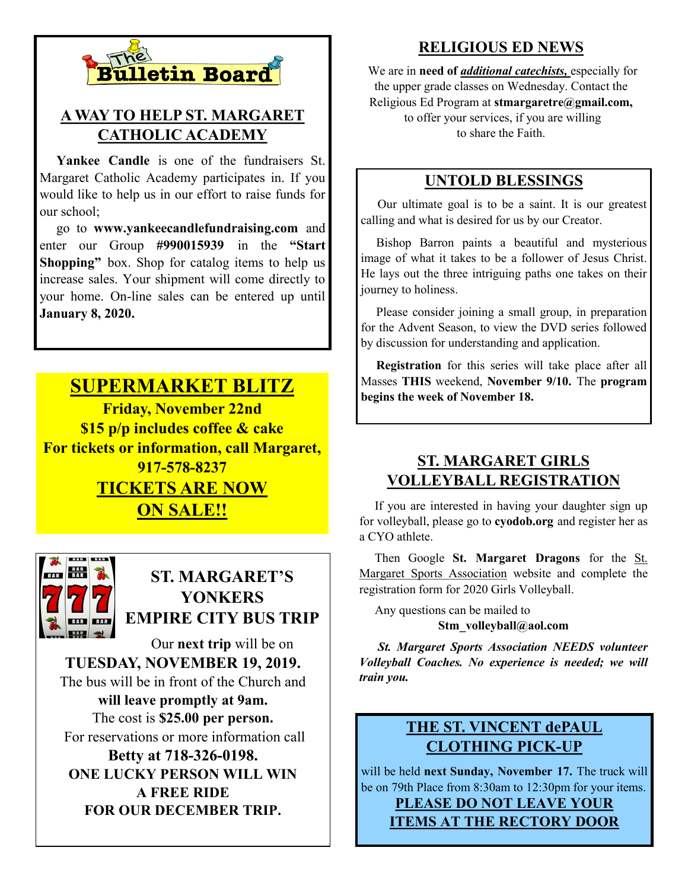# The Bulletin Board

## A WAY TO HELP ST. MARGARET CATHOLIC ACADEMY

**Yankee Candle** is one of the fundraisers St. Margaret Catholic Academy participates in. If you would like to help us in our effort to raise funds for our school;

go to **www.yankeecandlefundraising.com** and enter our Group **#990015939** in the **"Start Shopping"** box. Shop for catalog items to help us increase sales. Your shipment will come directly to your home. On-line sales can be entered up until **January 8, 2020.**

## SUPERMARKET BLITZ

**Friday, November 22nd**

**$15 p/p includes coffee & cake**

**For tickets or information, call Margaret, 917-578-8237**

**TICKETS ARE NOW ON SALE!!**

## ST. MARGARET'S YONKERS EMPIRE CITY BUS TRIP

Our **next trip** will be on

**TUESDAY, NOVEMBER 19, 2019.**

The bus will be in front of the Church and **will leave promptly at 9am.**

The cost is **$25.00 per person.**

For reservations or more information call **Betty at 718-326-0198.**

**ONE LUCKY PERSON WILL WIN A FREE RIDE FOR OUR DECEMBER TRIP.**

## RELIGIOUS ED NEWS

We are in **need of *additional catechists,*** especially for the upper grade classes on Wednesday. Contact the Religious Ed Program at **stmargaretre@gmail.com,** to offer your services, if you are willing to share the Faith.

## UNTOLD BLESSINGS

Our ultimate goal is to be a saint. It is our greatest calling and what is desired for us by our Creator.

Bishop Barron paints a beautiful and mysterious image of what it takes to be a follower of Jesus Christ. He lays out the three intriguing paths one takes on their journey to holiness.

Please consider joining a small group, in preparation for the Advent Season, to view the DVD series followed by discussion for understanding and application.

**Registration** for this series will take place after all Masses **THIS** weekend, **November 9/10.** The **program begins the week of November 18.**

## ST. MARGARET GIRLS VOLLEYBALL REGISTRATION

If you are interested in having your daughter sign up for volleyball, please go to **cyodob.org** and register her as a CYO athlete.

Then Google **St. Margaret Dragons** for the St. Margaret Sports Association website and complete the registration form for 2020 Girls Volleyball.

Any questions can be mailed to **Stm_volleyball@aol.com**

***St. Margaret Sports Association NEEDS volunteer Volleyball Coaches. No experience is needed; we will train you.***

## THE ST. VINCENT dePAUL CLOTHING PICK-UP

will be held **next Sunday, November 17.** The truck will be on 79th Place from 8:30am to 12:30pm for your items.

**PLEASE DO NOT LEAVE YOUR ITEMS AT THE RECTORY DOOR**